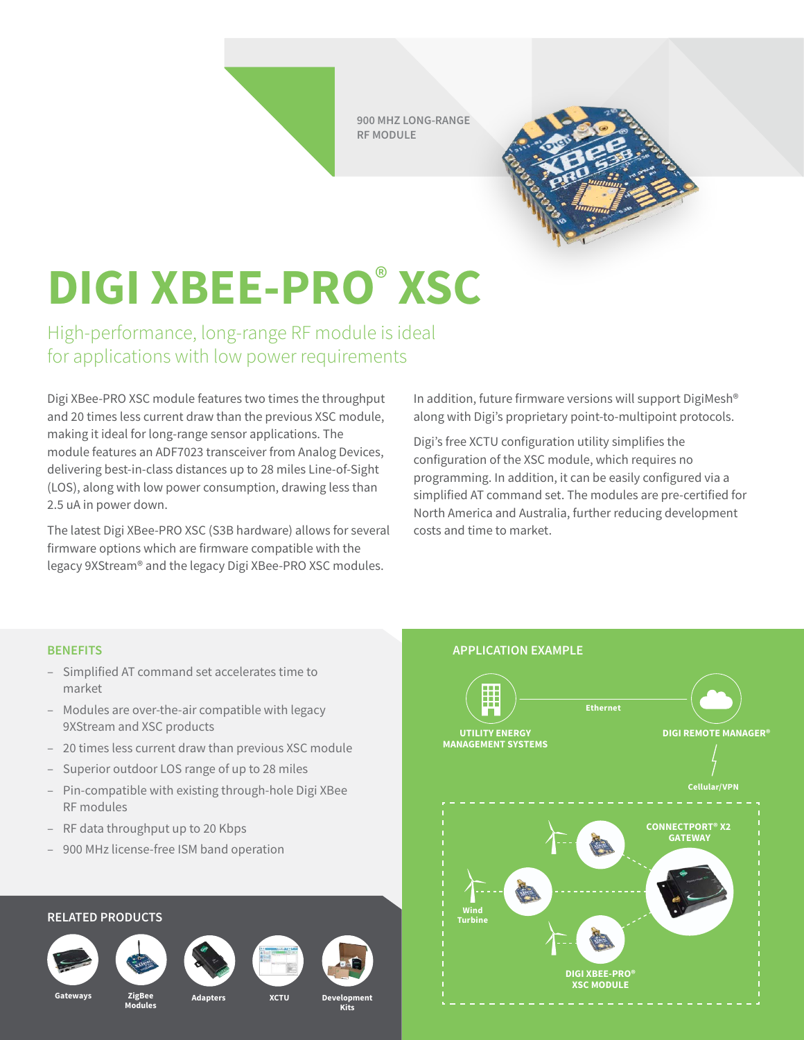900 MHZ LONG-RANGE RF MODULE

# DIGI XBEE-PRO® XSC

## High-performance, long-range RF module is ideal for applications with low power requirements

Digi XBee-PRO XSC module features two times the throughput and 20 times less current draw than the previous XSC module, making it ideal for long-range sensor applications. The module features an ADF7023 transceiver from Analog Devices, delivering best-in-class distances up to 28 miles Line-of-Sight (LOS), along with low power consumption, drawing less than 2.5 uA in power down.

The latest Digi XBee-PRO XSC (S3B hardware) allows for several firmware options which are firmware compatible with the legacy 9XStream® and the legacy Digi XBee-PRO XSC modules.

In addition, future firmware versions will support DigiMesh® along with Digi's proprietary point-to-multipoint protocols.

Digi's free XCTU configuration utility simplifies the configuration of the XSC module, which requires no programming. In addition, it can be easily configured via a simplified AT command set. The modules are pre-certified for North America and Australia, further reducing development costs and time to market.

### BENEFITS

- Simplified AT command set accelerates time to market
- Modules are over-the-air compatible with legacy 9XStream and XSC products
- 20 times less current draw than previous XSC module
- Superior outdoor LOS range of up to 28 miles
- Pin-compatible with existing through-hole Digi XBee RF modules
- RF data throughput up to 20 Kbps
- 900 MHz license-free ISM band operation

### APPLICATION EXAMPLE

UTILITY ENERGY MANAGEMENT SYSTEMS — Ethernet — DIGI REMOTE MANAGER®

Cellular/VPN

CONNECTPORT® X2 GATEWAY

Wind Turbine

DIGI XBEE-PRO® XSC MODULE

### RELATED PRODUCTS

Gateways | ZigBee Modules | Adapters | XCTU | Development Kits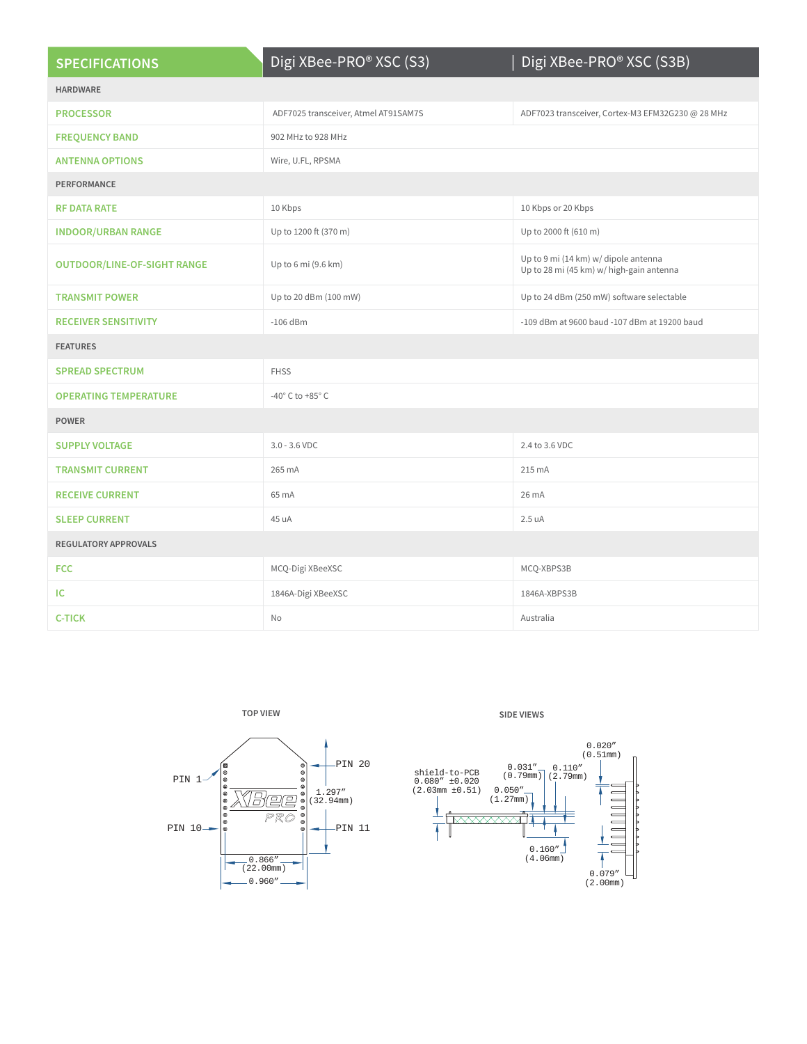| SPECIFICATIONS | Digi XBee-PRO® XSC (S3) | Digi XBee-PRO® XSC (S3B) |
|---|---|---|
| **HARDWARE** | | |
| PROCESSOR | ADF7025 transceiver, Atmel AT91SAM7S | ADF7023 transceiver, Cortex-M3 EFM32G230 @ 28 MHz |
| FREQUENCY BAND | 902 MHz to 928 MHz | |
| ANTENNA OPTIONS | Wire, U.FL, RPSMA | |
| **PERFORMANCE** | | |
| RF DATA RATE | 10 Kbps | 10 Kbps or 20 Kbps |
| INDOOR/URBAN RANGE | Up to 1200 ft (370 m) | Up to 2000 ft (610 m) |
| OUTDOOR/LINE-OF-SIGHT RANGE | Up to 6 mi (9.6 km) | Up to 9 mi (14 km) w/ dipole antenna<br>Up to 28 mi (45 km) w/ high-gain antenna |
| TRANSMIT POWER | Up to 20 dBm (100 mW) | Up to 24 dBm (250 mW) software selectable |
| RECEIVER SENSITIVITY | -106 dBm | -109 dBm at 9600 baud -107 dBm at 19200 baud |
| **FEATURES** | | |
| SPREAD SPECTRUM | FHSS | |
| OPERATING TEMPERATURE | -40° C to +85° C | |
| **POWER** | | |
| SUPPLY VOLTAGE | 3.0 - 3.6 VDC | 2.4 to 3.6 VDC |
| TRANSMIT CURRENT | 265 mA | 215 mA |
| RECEIVE CURRENT | 65 mA | 26 mA |
| SLEEP CURRENT | 45 uA | 2.5 uA |
| **REGULATORY APPROVALS** | | |
| FCC | MCQ-Digi XBeeXSC | MCQ-XBPS3B |
| IC | 1846A-Digi XBeeXSC | 1846A-XBPS3B |
| C-TICK | No | Australia |

**TOP VIEW**

PIN 1, PIN 10, PIN 20, PIN 11

1.297″ (32.94mm)

0.866″ (22.00mm)

0.960″

**SIDE VIEWS**

shield-to-PCB 0.080″ ±0.020 (2.03mm ±0.51)

0.031″ (0.79mm)

0.110″ (2.79mm)

0.050″ (1.27mm)

0.160″ (4.06mm)

0.020″ (0.51mm)

0.079″ (2.00mm)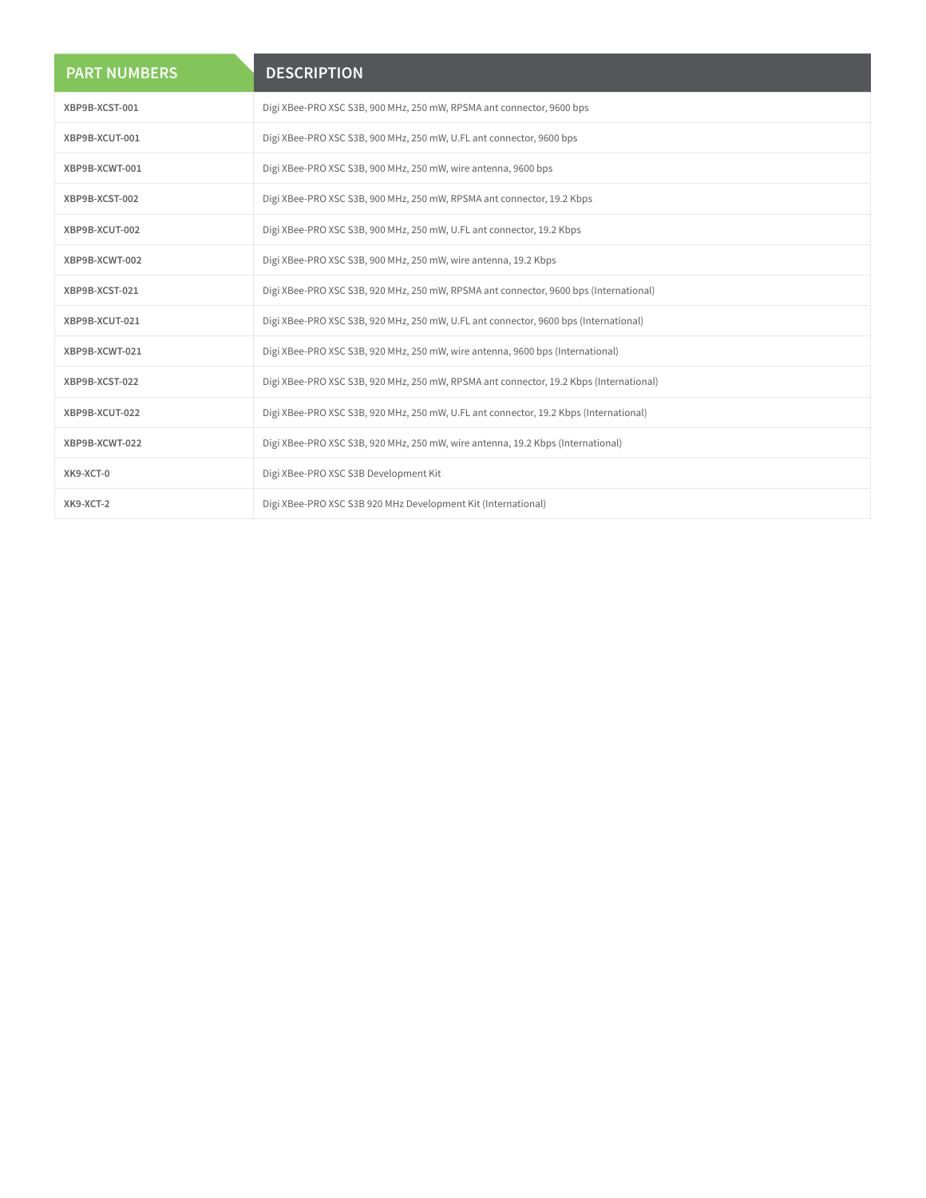| PART NUMBERS | DESCRIPTION |
|---|---|
| XBP9B-XCST-001 | Digi XBee-PRO XSC S3B, 900 MHz, 250 mW, RPSMA ant connector, 9600 bps |
| XBP9B-XCUT-001 | Digi XBee-PRO XSC S3B, 900 MHz, 250 mW, U.FL ant connector, 9600 bps |
| XBP9B-XCWT-001 | Digi XBee-PRO XSC S3B, 900 MHz, 250 mW, wire antenna, 9600 bps |
| XBP9B-XCST-002 | Digi XBee-PRO XSC S3B, 900 MHz, 250 mW, RPSMA ant connector, 19.2 Kbps |
| XBP9B-XCUT-002 | Digi XBee-PRO XSC S3B, 900 MHz, 250 mW, U.FL ant connector, 19.2 Kbps |
| XBP9B-XCWT-002 | Digi XBee-PRO XSC S3B, 900 MHz, 250 mW, wire antenna, 19.2 Kbps |
| XBP9B-XCST-021 | Digi XBee-PRO XSC S3B, 920 MHz, 250 mW, RPSMA ant connector, 9600 bps (International) |
| XBP9B-XCUT-021 | Digi XBee-PRO XSC S3B, 920 MHz, 250 mW, U.FL ant connector, 9600 bps (International) |
| XBP9B-XCWT-021 | Digi XBee-PRO XSC S3B, 920 MHz, 250 mW, wire antenna, 9600 bps (International) |
| XBP9B-XCST-022 | Digi XBee-PRO XSC S3B, 920 MHz, 250 mW, RPSMA ant connector, 19.2 Kbps (International) |
| XBP9B-XCUT-022 | Digi XBee-PRO XSC S3B, 920 MHz, 250 mW, U.FL ant connector, 19.2 Kbps (International) |
| XBP9B-XCWT-022 | Digi XBee-PRO XSC S3B, 920 MHz, 250 mW, wire antenna, 19.2 Kbps (International) |
| XK9-XCT-0 | Digi XBee-PRO XSC S3B Development Kit |
| XK9-XCT-2 | Digi XBee-PRO XSC S3B 920 MHz Development Kit (International) |